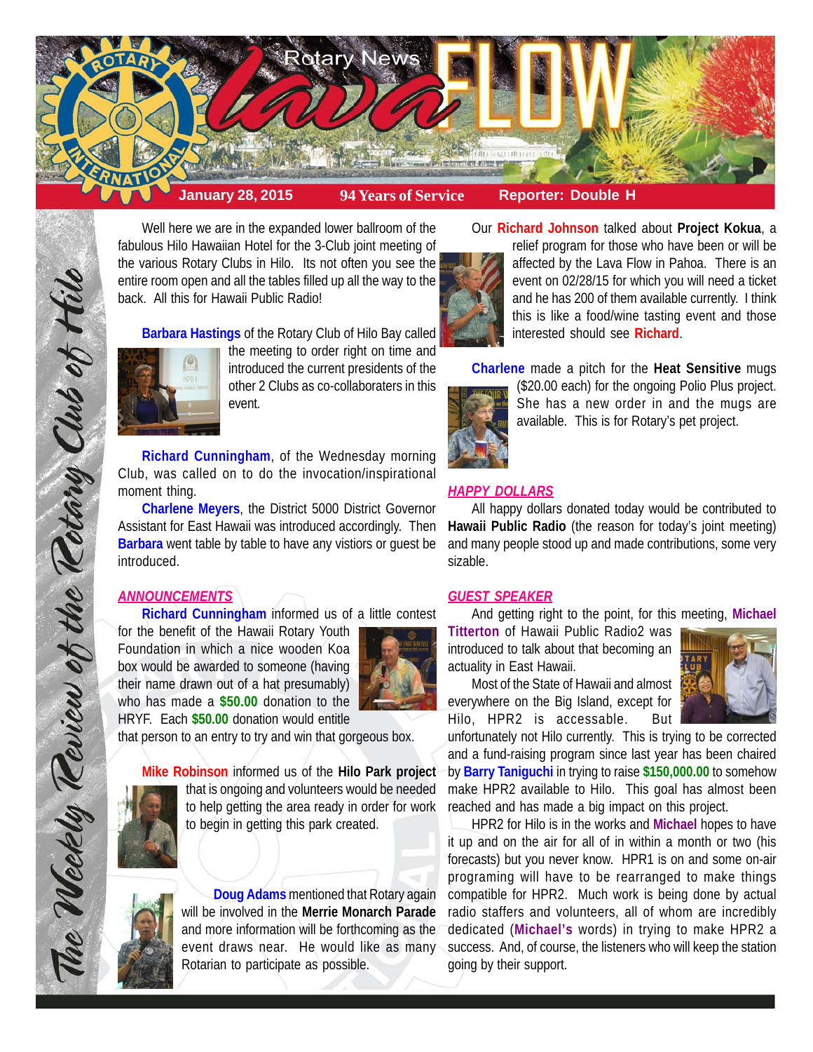# Rotary News Lava FLOW

**January 28, 2015** | **94 Years of Service** | **Reporter: Double H**

*The Weekly Review of the Rotary Club of Hilo*

Well here we are in the expanded lower ballroom of the fabulous Hilo Hawaiian Hotel for the 3-Club joint meeting of the various Rotary Clubs in Hilo. Its not often you see the entire room open and all the tables filled up all the way to the back. All this for Hawaii Public Radio!

**Barbara Hastings** of the Rotary Club of Hilo Bay called the meeting to order right on time and introduced the current presidents of the other 2 Clubs as co-collaboraters in this event.

**Richard Cunningham**, of the Wednesday morning Club, was called on to do the invocation/inspirational moment thing.

**Charlene Meyers**, the District 5000 District Governor Assistant for East Hawaii was introduced accordingly. Then **Barbara** went table by table to have any vistiors or guest be introduced.

## *ANNOUNCEMENTS*

**Richard Cunningham** informed us of a little contest for the benefit of the Hawaii Rotary Youth Foundation in which a nice wooden Koa box would be awarded to someone (having their name drawn out of a hat presumably) who has made a **$50.00** donation to the HRYF. Each **$50.00** donation would entitle that person to an entry to try and win that gorgeous box.

**Mike Robinson** informed us of the **Hilo Park project** that is ongoing and volunteers would be needed to help getting the area ready in order for work to begin in getting this park created.

**Doug Adams** mentioned that Rotary again will be involved in the **Merrie Monarch Parade** and more information will be forthcoming as the event draws near. He would like as many Rotarian to participate as possible.

Our **Richard Johnson** talked about **Project Kokua**, a relief program for those who have been or will be affected by the Lava Flow in Pahoa. There is an event on 02/28/15 for which you will need a ticket and he has 200 of them available currently. I think this is like a food/wine tasting event and those interested should see **Richard**.

**Charlene** made a pitch for the **Heat Sensitive** mugs ($20.00 each) for the ongoing Polio Plus project. She has a new order in and the mugs are available. This is for Rotary's pet project.

## *HAPPY DOLLARS*

All happy dollars donated today would be contributed to **Hawaii Public Radio** (the reason for today's joint meeting) and many people stood up and made contributions, some very sizable.

## *GUEST SPEAKER*

And getting right to the point, for this meeting, **Michael Titterton** of Hawaii Public Radio2 was introduced to talk about that becoming an actuality in East Hawaii.

Most of the State of Hawaii and almost everywhere on the Big Island, except for Hilo, HPR2 is accessable. But unfortunately not Hilo currently. This is trying to be corrected and a fund-raising program since last year has been chaired by **Barry Taniguchi** in trying to raise **$150,000.00** to somehow make HPR2 available to Hilo. This goal has almost been reached and has made a big impact on this project.

HPR2 for Hilo is in the works and **Michael** hopes to have it up and on the air for all of in within a month or two (his forecasts) but you never know. HPR1 is on and some on-air programing will have to be rearranged to make things compatible for HPR2. Much work is being done by actual radio staffers and volunteers, all of whom are incredibly dedicated (**Michael's** words) in trying to make HPR2 a success. And, of course, the listeners who will keep the station going by their support.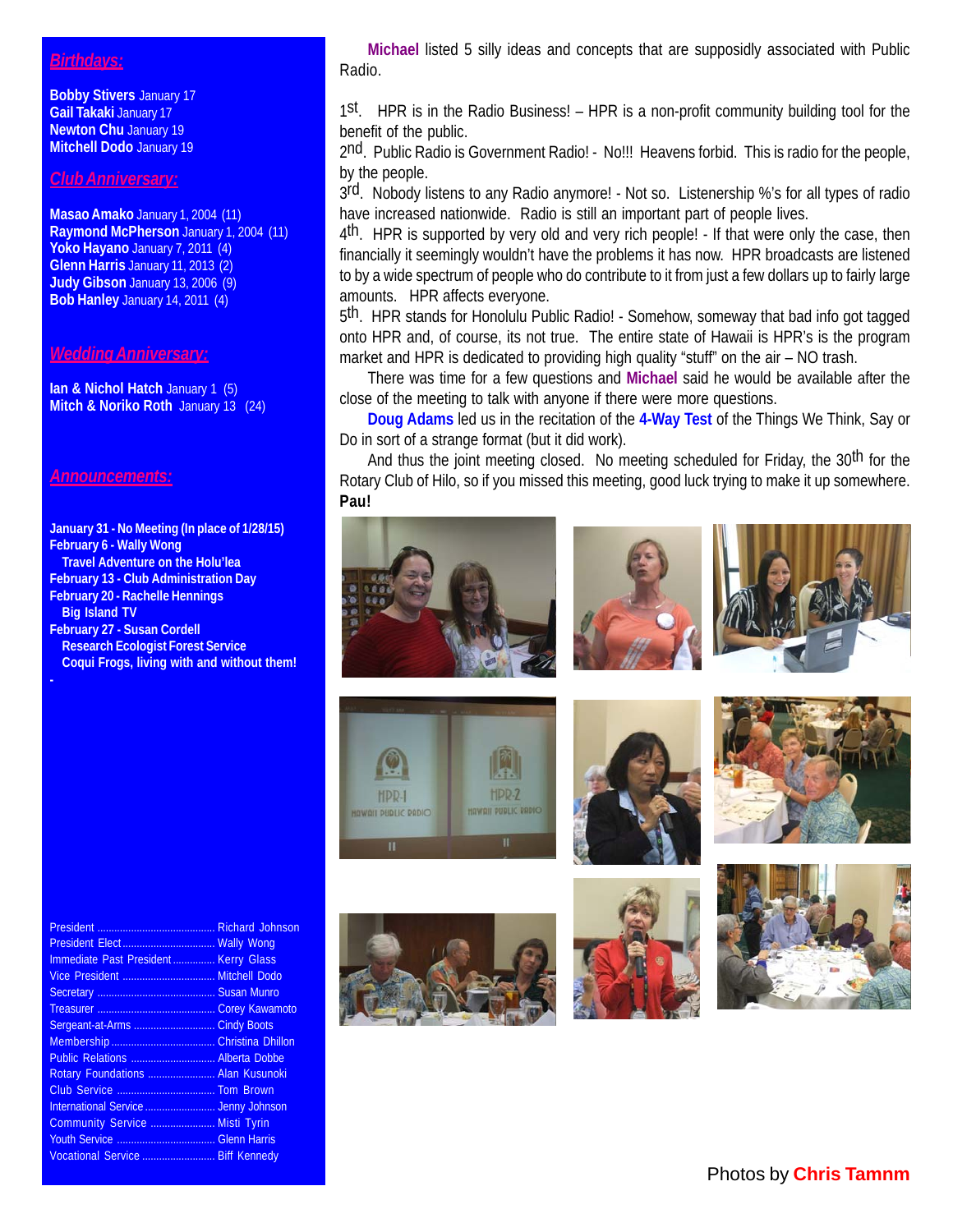## Birthdays:

**Bobby Stivers** January 17
**Gail Takaki** January 17
**Newton Chu** January 19
**Mitchell Dodo** January 19

## Club Anniversary:

**Masao Amako** January 1, 2004 (11)
**Raymond McPherson** January 1, 2004 (11)
**Yoko Hayano** January 7, 2011 (4)
**Glenn Harris** January 11, 2013 (2)
**Judy Gibson** January 13, 2006 (9)
**Bob Hanley** January 14, 2011 (4)

## Wedding Anniversary:

**Ian & Nichol Hatch** January 1 (5)
**Mitch & Noriko Roth** January 13 (24)

## Announcements:

**January 31 - No Meeting (In place of 1/28/15)**
**February 6 - Wally Wong**
**Travel Adventure on the Holu'lea**
**February 13 - Club Administration Day**
**February 20 - Rachelle Hennings**
**Big Island TV**
**February 27 - Susan Cordell**
**Research Ecologist Forest Service**
**Coqui Frogs, living with and without them!**

-

President .......... Richard Johnson
President Elect .......... Wally Wong
Immediate Past President .......... Kerry Glass
Vice President .......... Mitchell Dodo
Secretary .......... Susan Munro
Treasurer .......... Corey Kawamoto
Sergeant-at-Arms .......... Cindy Boots
Membership .......... Christina Dhillon
Public Relations .......... Alberta Dobbe
Rotary Foundations .......... Alan Kusunoki
Club Service .......... Tom Brown
International Service .......... Jenny Johnson
Community Service .......... Misti Tyrin
Youth Service .......... Glenn Harris
Vocational Service .......... Biff Kennedy

**Michael** listed 5 silly ideas and concepts that are supposidly associated with Public Radio.

1st. HPR is in the Radio Business! – HPR is a non-profit community building tool for the benefit of the public.
2nd. Public Radio is Government Radio! - No!!! Heavens forbid. This is radio for the people, by the people.
3rd. Nobody listens to any Radio anymore! - Not so. Listenership %'s for all types of radio have increased nationwide. Radio is still an important part of people lives.
4th. HPR is supported by very old and very rich people! - If that were only the case, then financially it seemingly wouldn't have the problems it has now. HPR broadcasts are listened to by a wide spectrum of people who do contribute to it from just a few dollars up to fairly large amounts. HPR affects everyone.
5th. HPR stands for Honolulu Public Radio! - Somehow, someway that bad info got tagged onto HPR and, of course, its not true. The entire state of Hawaii is HPR's is the program market and HPR is dedicated to providing high quality "stuff" on the air – NO trash.

There was time for a few questions and **Michael** said he would be available after the close of the meeting to talk with anyone if there were more questions.

**Doug Adams** led us in the recitation of the **4-Way Test** of the Things We Think, Say or Do in sort of a strange format (but it did work).

And thus the joint meeting closed. No meeting scheduled for Friday, the 30th for the Rotary Club of Hilo, so if you missed this meeting, good luck trying to make it up somewhere.
**Pau!**

Photos by **Chris Tamnm**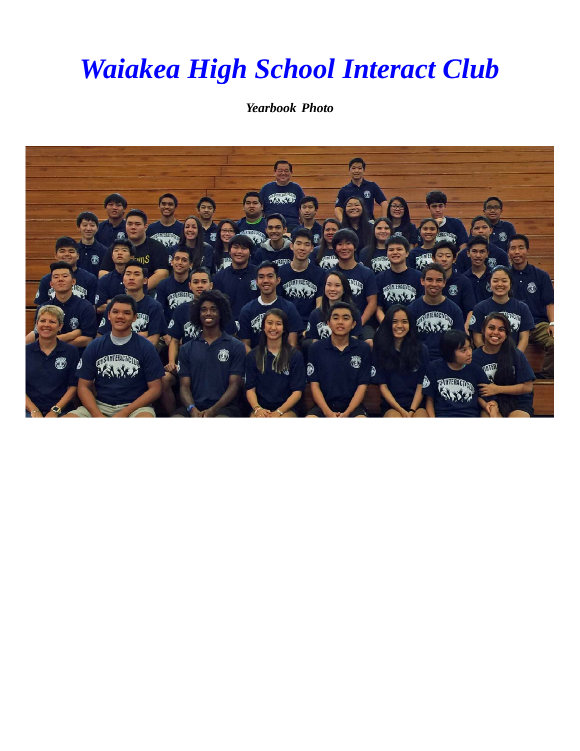# *Waiakea High School Interact Club*

***Yearbook Photo***